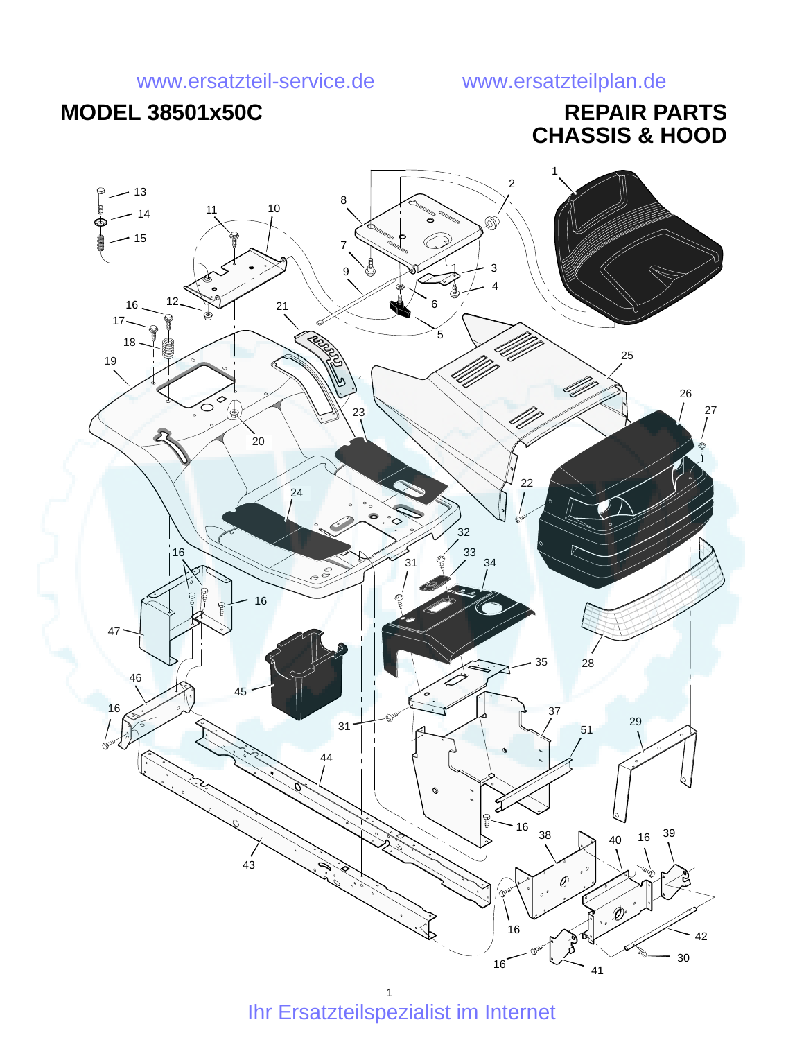www.ersatzteil-service.de www.ersatzteilplan.de

# MODEL 38501x50C

# REPAIR PARTS
# CHASSIS & HOOD

1 2 3 4 5 6 7 8 9 10 11 12 13 14 15 16 17 18 19 20 21 22 23 24 25 26 27 28 29 30 31 32 33 34 35 37 38 39 40 41 42 43 44 45 46 47 51

Ihr Ersatzteilspezialist im Internet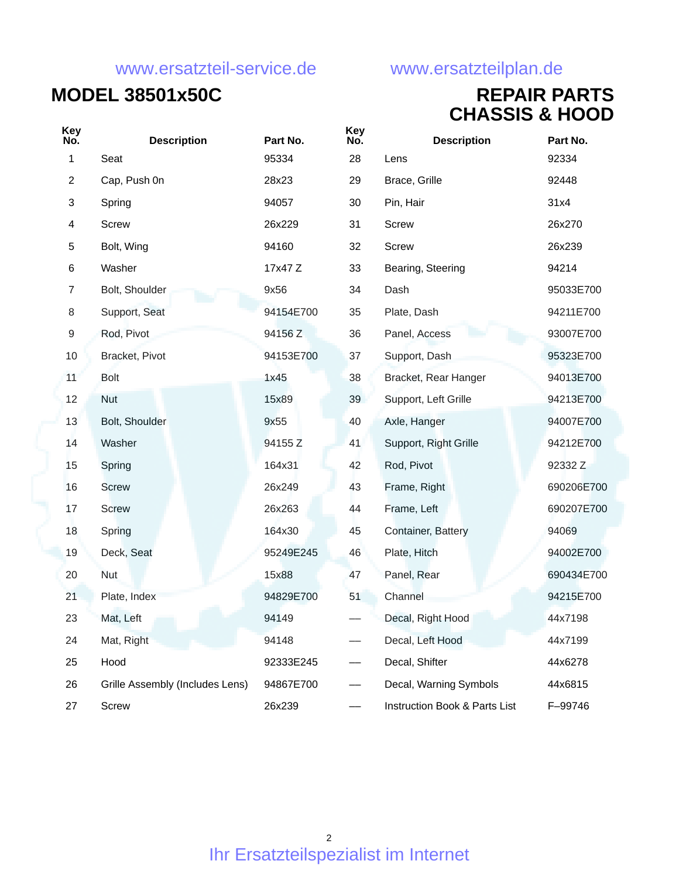www.ersatzteil-service.de www.ersatzteilplan.de

# MODEL 38501x50C

# REPAIR PARTS CHASSIS & HOOD

| Key No. | Description | Part No. | Key No. | Description | Part No. |
|---|---|---|---|---|---|
| 1 | Seat | 95334 | 28 | Lens | 92334 |
| 2 | Cap, Push 0n | 28x23 | 29 | Brace, Grille | 92448 |
| 3 | Spring | 94057 | 30 | Pin, Hair | 31x4 |
| 4 | Screw | 26x229 | 31 | Screw | 26x270 |
| 5 | Bolt, Wing | 94160 | 32 | Screw | 26x239 |
| 6 | Washer | 17x47 Z | 33 | Bearing, Steering | 94214 |
| 7 | Bolt, Shoulder | 9x56 | 34 | Dash | 95033E700 |
| 8 | Support, Seat | 94154E700 | 35 | Plate, Dash | 94211E700 |
| 9 | Rod, Pivot | 94156 Z | 36 | Panel, Access | 93007E700 |
| 10 | Bracket, Pivot | 94153E700 | 37 | Support, Dash | 95323E700 |
| 11 | Bolt | 1x45 | 38 | Bracket, Rear Hanger | 94013E700 |
| 12 | Nut | 15x89 | 39 | Support, Left Grille | 94213E700 |
| 13 | Bolt, Shoulder | 9x55 | 40 | Axle, Hanger | 94007E700 |
| 14 | Washer | 94155 Z | 41 | Support, Right Grille | 94212E700 |
| 15 | Spring | 164x31 | 42 | Rod, Pivot | 92332 Z |
| 16 | Screw | 26x249 | 43 | Frame, Right | 690206E700 |
| 17 | Screw | 26x263 | 44 | Frame, Left | 690207E700 |
| 18 | Spring | 164x30 | 45 | Container, Battery | 94069 |
| 19 | Deck, Seat | 95249E245 | 46 | Plate, Hitch | 94002E700 |
| 20 | Nut | 15x88 | 47 | Panel, Rear | 690434E700 |
| 21 | Plate, Index | 94829E700 | 51 | Channel | 94215E700 |
| 23 | Mat, Left | 94149 | — | Decal, Right Hood | 44x7198 |
| 24 | Mat, Right | 94148 | — | Decal, Left Hood | 44x7199 |
| 25 | Hood | 92333E245 | — | Decal, Shifter | 44x6278 |
| 26 | Grille Assembly (Includes Lens) | 94867E700 | — | Decal, Warning Symbols | 44x6815 |
| 27 | Screw | 26x239 | — | Instruction Book & Parts List | F–99746 |

Ihr Ersatzteilspezialist im Internet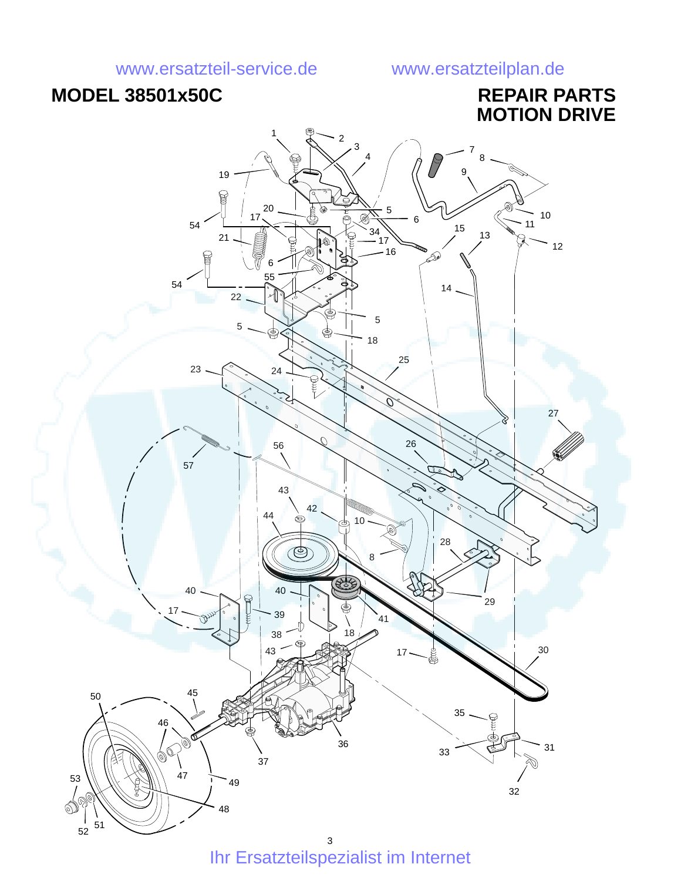www.ersatzteil-service.de www.ersatzteilplan.de

# MODEL 38501x50C

# REPAIR PARTS
# MOTION DRIVE

Ihr Ersatzteilspezialist im Internet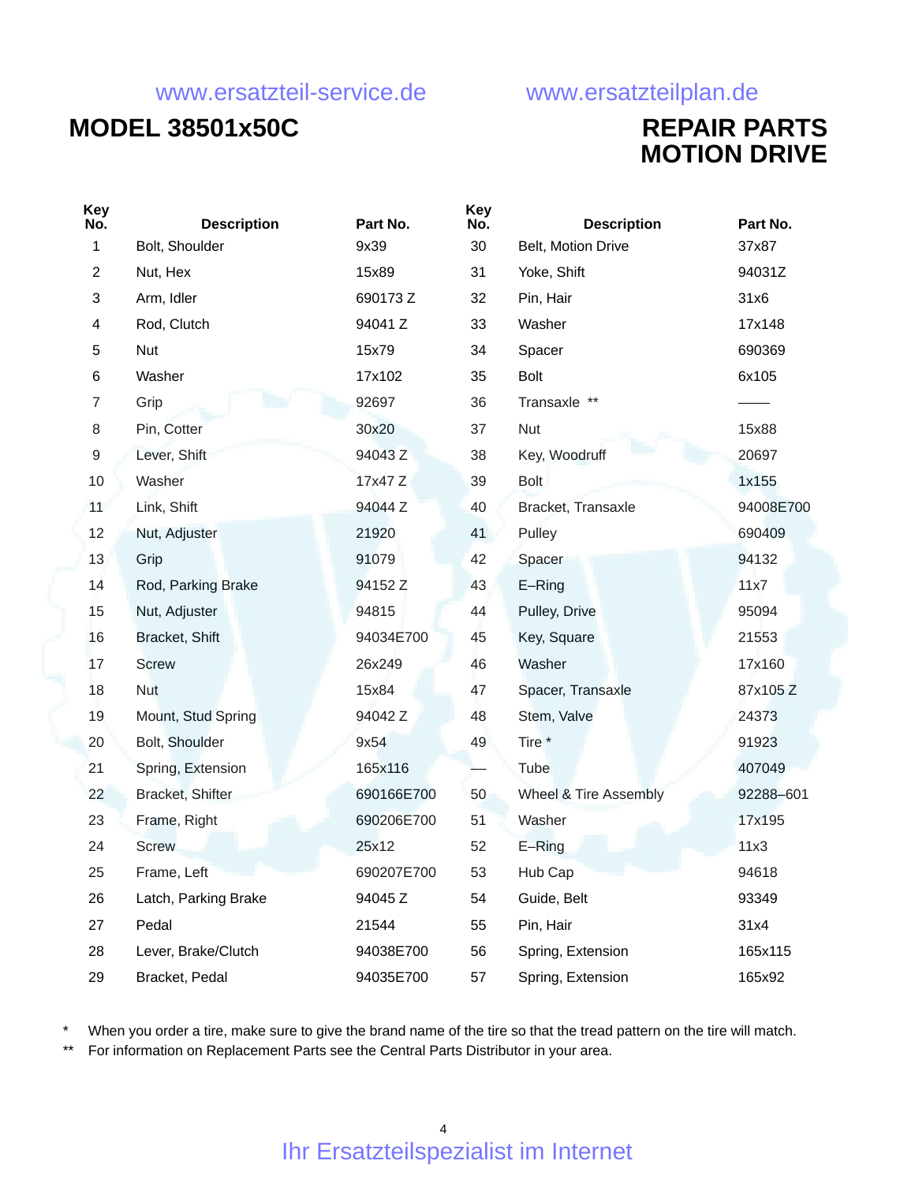www.ersatzteil-service.de www.ersatzteilplan.de

# MODEL 38501x50C

# REPAIR PARTS
# MOTION DRIVE

| Key No. | Description | Part No. | Key No. | Description | Part No. |
|---|---|---|---|---|---|
| 1 | Bolt, Shoulder | 9x39 | 30 | Belt, Motion Drive | 37x87 |
| 2 | Nut, Hex | 15x89 | 31 | Yoke, Shift | 94031Z |
| 3 | Arm, Idler | 690173 Z | 32 | Pin, Hair | 31x6 |
| 4 | Rod, Clutch | 94041 Z | 33 | Washer | 17x148 |
| 5 | Nut | 15x79 | 34 | Spacer | 690369 |
| 6 | Washer | 17x102 | 35 | Bolt | 6x105 |
| 7 | Grip | 92697 | 36 | Transaxle ** | —— |
| 8 | Pin, Cotter | 30x20 | 37 | Nut | 15x88 |
| 9 | Lever, Shift | 94043 Z | 38 | Key, Woodruff | 20697 |
| 10 | Washer | 17x47 Z | 39 | Bolt | 1x155 |
| 11 | Link, Shift | 94044 Z | 40 | Bracket, Transaxle | 94008E700 |
| 12 | Nut, Adjuster | 21920 | 41 | Pulley | 690409 |
| 13 | Grip | 91079 | 42 | Spacer | 94132 |
| 14 | Rod, Parking Brake | 94152 Z | 43 | E–Ring | 11x7 |
| 15 | Nut, Adjuster | 94815 | 44 | Pulley, Drive | 95094 |
| 16 | Bracket, Shift | 94034E700 | 45 | Key, Square | 21553 |
| 17 | Screw | 26x249 | 46 | Washer | 17x160 |
| 18 | Nut | 15x84 | 47 | Spacer, Transaxle | 87x105 Z |
| 19 | Mount, Stud Spring | 94042 Z | 48 | Stem, Valve | 24373 |
| 20 | Bolt, Shoulder | 9x54 | 49 | Tire * | 91923 |
| 21 | Spring, Extension | 165x116 | — | Tube | 407049 |
| 22 | Bracket, Shifter | 690166E700 | 50 | Wheel & Tire Assembly | 92288–601 |
| 23 | Frame, Right | 690206E700 | 51 | Washer | 17x195 |
| 24 | Screw | 25x12 | 52 | E–Ring | 11x3 |
| 25 | Frame, Left | 690207E700 | 53 | Hub Cap | 94618 |
| 26 | Latch, Parking Brake | 94045 Z | 54 | Guide, Belt | 93349 |
| 27 | Pedal | 21544 | 55 | Pin, Hair | 31x4 |
| 28 | Lever, Brake/Clutch | 94038E700 | 56 | Spring, Extension | 165x115 |
| 29 | Bracket, Pedal | 94035E700 | 57 | Spring, Extension | 165x92 |

* When you order a tire, make sure to give the brand name of the tire so that the tread pattern on the tire will match.

** For information on Replacement Parts see the Central Parts Distributor in your area.

Ihr Ersatzteilspezialist im Internet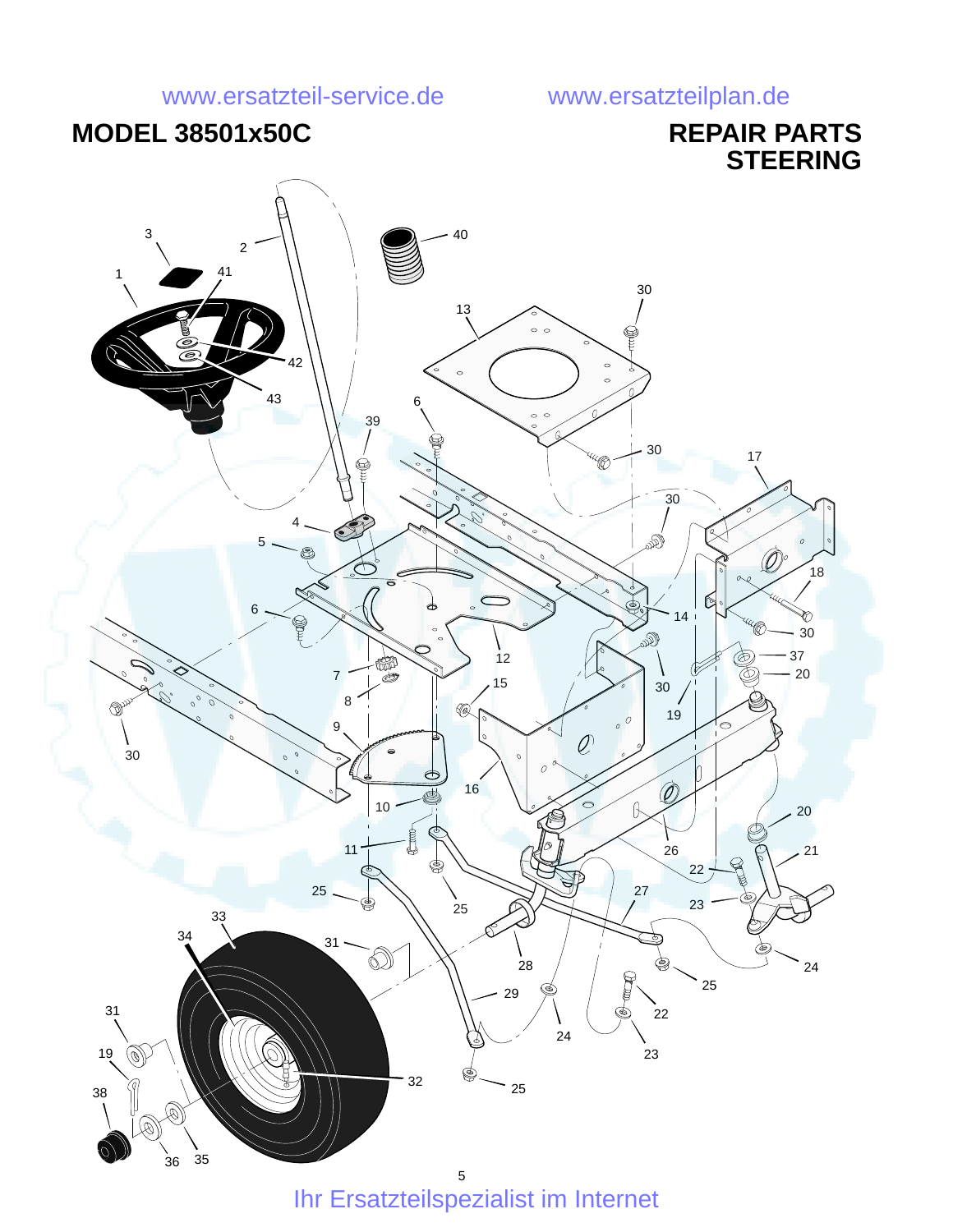www.ersatzteil-service.de www.ersatzteilplan.de

# MODEL 38501x50C

# REPAIR PARTS
# STEERING

Ihr Ersatzteilspezialist im Internet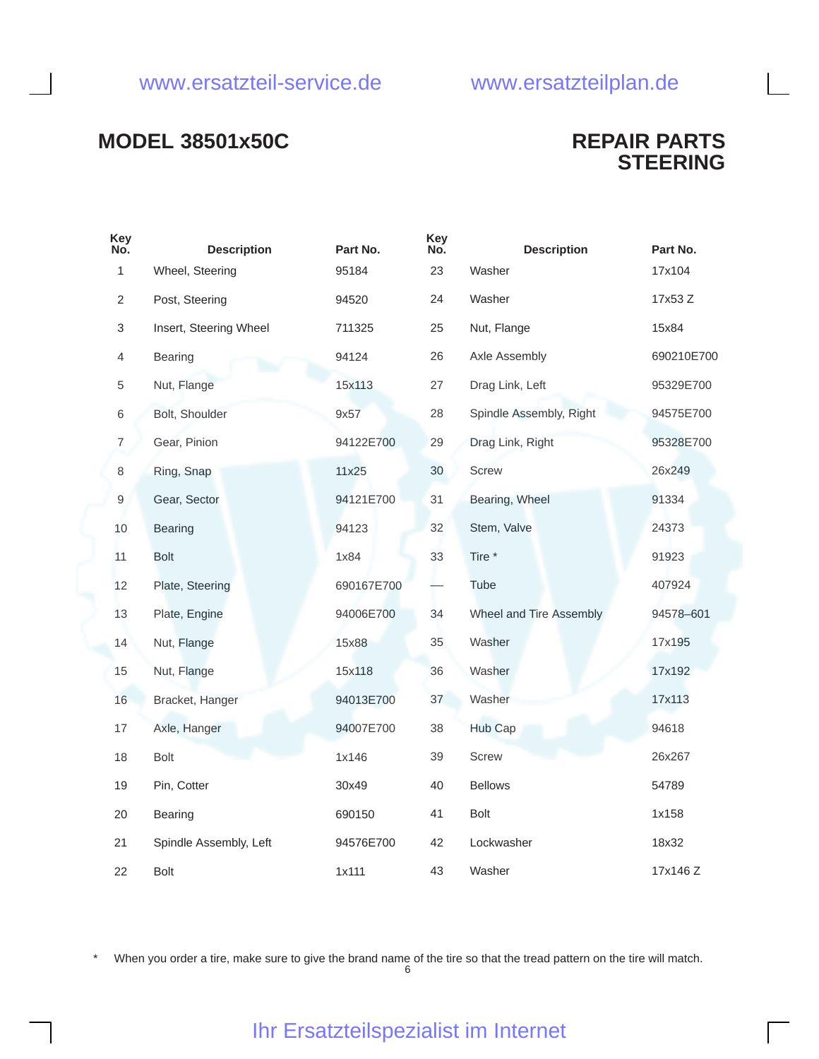# MODEL 38501x50C

# REPAIR PARTS STEERING

| Key No. | Description | Part No. | Key No. | Description | Part No. |
|---|---|---|---|---|---|
| 1 | Wheel, Steering | 95184 | 23 | Washer | 17x104 |
| 2 | Post, Steering | 94520 | 24 | Washer | 17x53 Z |
| 3 | Insert, Steering Wheel | 711325 | 25 | Nut, Flange | 15x84 |
| 4 | Bearing | 94124 | 26 | Axle Assembly | 690210E700 |
| 5 | Nut, Flange | 15x113 | 27 | Drag Link, Left | 95329E700 |
| 6 | Bolt, Shoulder | 9x57 | 28 | Spindle Assembly, Right | 94575E700 |
| 7 | Gear, Pinion | 94122E700 | 29 | Drag Link, Right | 95328E700 |
| 8 | Ring, Snap | 11x25 | 30 | Screw | 26x249 |
| 9 | Gear, Sector | 94121E700 | 31 | Bearing, Wheel | 91334 |
| 10 | Bearing | 94123 | 32 | Stem, Valve | 24373 |
| 11 | Bolt | 1x84 | 33 | Tire * | 91923 |
| 12 | Plate, Steering | 690167E700 | — | Tube | 407924 |
| 13 | Plate, Engine | 94006E700 | 34 | Wheel and Tire Assembly | 94578–601 |
| 14 | Nut, Flange | 15x88 | 35 | Washer | 17x195 |
| 15 | Nut, Flange | 15x118 | 36 | Washer | 17x192 |
| 16 | Bracket, Hanger | 94013E700 | 37 | Washer | 17x113 |
| 17 | Axle, Hanger | 94007E700 | 38 | Hub Cap | 94618 |
| 18 | Bolt | 1x146 | 39 | Screw | 26x267 |
| 19 | Pin, Cotter | 30x49 | 40 | Bellows | 54789 |
| 20 | Bearing | 690150 | 41 | Bolt | 1x158 |
| 21 | Spindle Assembly, Left | 94576E700 | 42 | Lockwasher | 18x32 |
| 22 | Bolt | 1x111 | 43 | Washer | 17x146 Z |

* When you order a tire, make sure to give the brand name of the tire so that the tread pattern on the tire will match.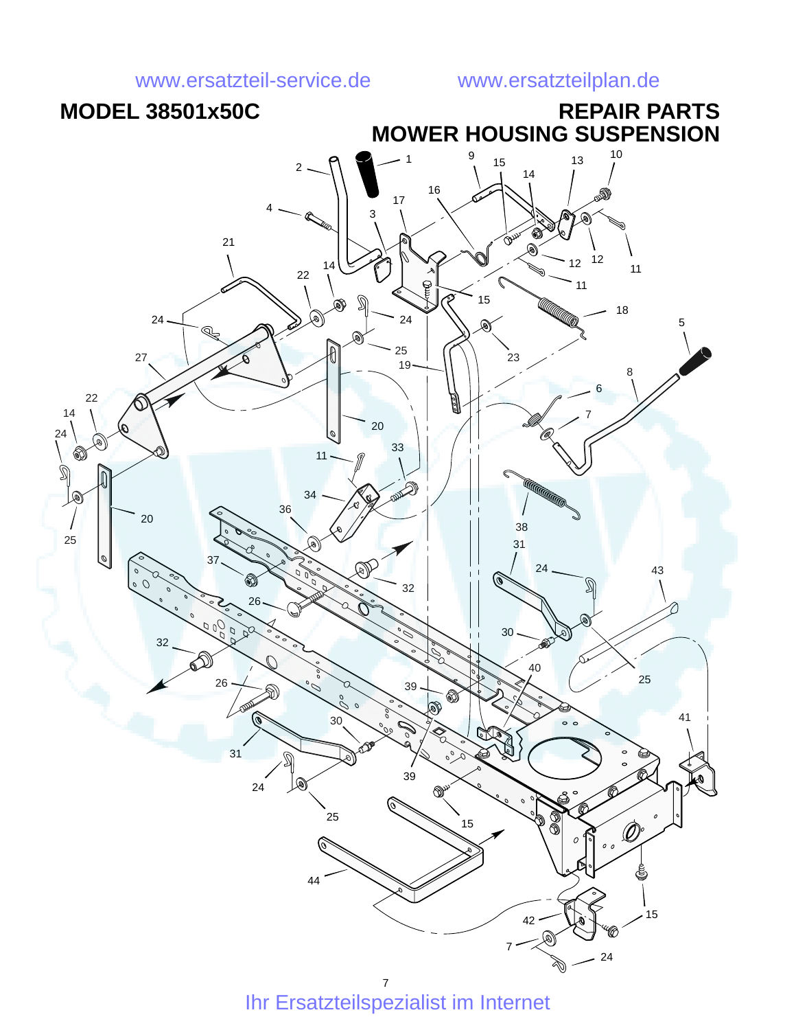www.ersatzteil-service.de www.ersatzteilplan.de

# MODEL 38501x50C

# REPAIR PARTS
# MOWER HOUSING SUSPENSION

1 2 3 4 5 6 7 8 9 10 11 12 13 14 15 16 17 18 19 20 21 22 23 24 25 26 27 30 31 32 33 34 36 37 38 39 40 41 42 43 44

Ihr Ersatzteilspezialist im Internet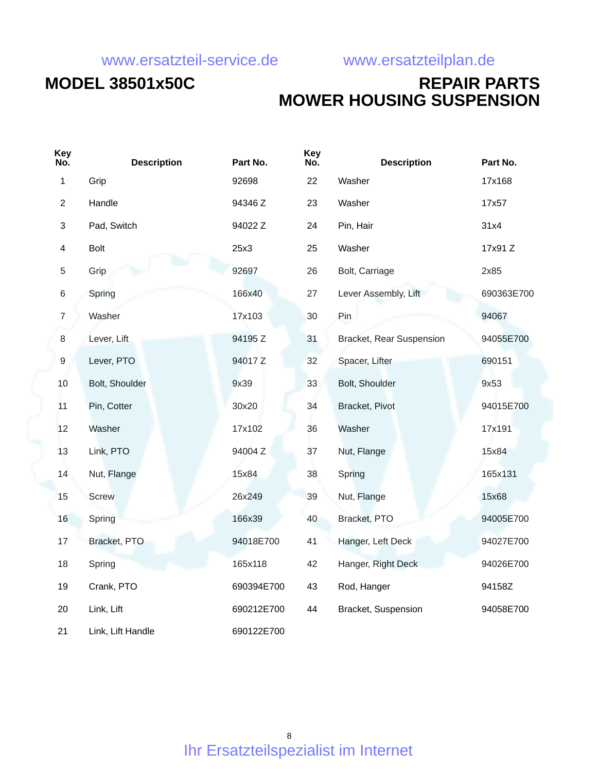www.ersatzteil-service.de www.ersatzteilplan.de

# MODEL 38501x50C

# REPAIR PARTS
# MOWER HOUSING SUSPENSION

| Key No. | Description | Part No. | Key No. | Description | Part No. |
|---|---|---|---|---|---|
| 1 | Grip | 92698 | 22 | Washer | 17x168 |
| 2 | Handle | 94346 Z | 23 | Washer | 17x57 |
| 3 | Pad, Switch | 94022 Z | 24 | Pin, Hair | 31x4 |
| 4 | Bolt | 25x3 | 25 | Washer | 17x91 Z |
| 5 | Grip | 92697 | 26 | Bolt, Carriage | 2x85 |
| 6 | Spring | 166x40 | 27 | Lever Assembly, Lift | 690363E700 |
| 7 | Washer | 17x103 | 30 | Pin | 94067 |
| 8 | Lever, Lift | 94195 Z | 31 | Bracket, Rear Suspension | 94055E700 |
| 9 | Lever, PTO | 94017 Z | 32 | Spacer, Lifter | 690151 |
| 10 | Bolt, Shoulder | 9x39 | 33 | Bolt, Shoulder | 9x53 |
| 11 | Pin, Cotter | 30x20 | 34 | Bracket, Pivot | 94015E700 |
| 12 | Washer | 17x102 | 36 | Washer | 17x191 |
| 13 | Link, PTO | 94004 Z | 37 | Nut, Flange | 15x84 |
| 14 | Nut, Flange | 15x84 | 38 | Spring | 165x131 |
| 15 | Screw | 26x249 | 39 | Nut, Flange | 15x68 |
| 16 | Spring | 166x39 | 40 | Bracket, PTO | 94005E700 |
| 17 | Bracket, PTO | 94018E700 | 41 | Hanger, Left Deck | 94027E700 |
| 18 | Spring | 165x118 | 42 | Hanger, Right Deck | 94026E700 |
| 19 | Crank, PTO | 690394E700 | 43 | Rod, Hanger | 94158Z |
| 20 | Link, Lift | 690212E700 | 44 | Bracket, Suspension | 94058E700 |
| 21 | Link, Lift Handle | 690122E700 | | | |

Ihr Ersatzteilspezialist im Internet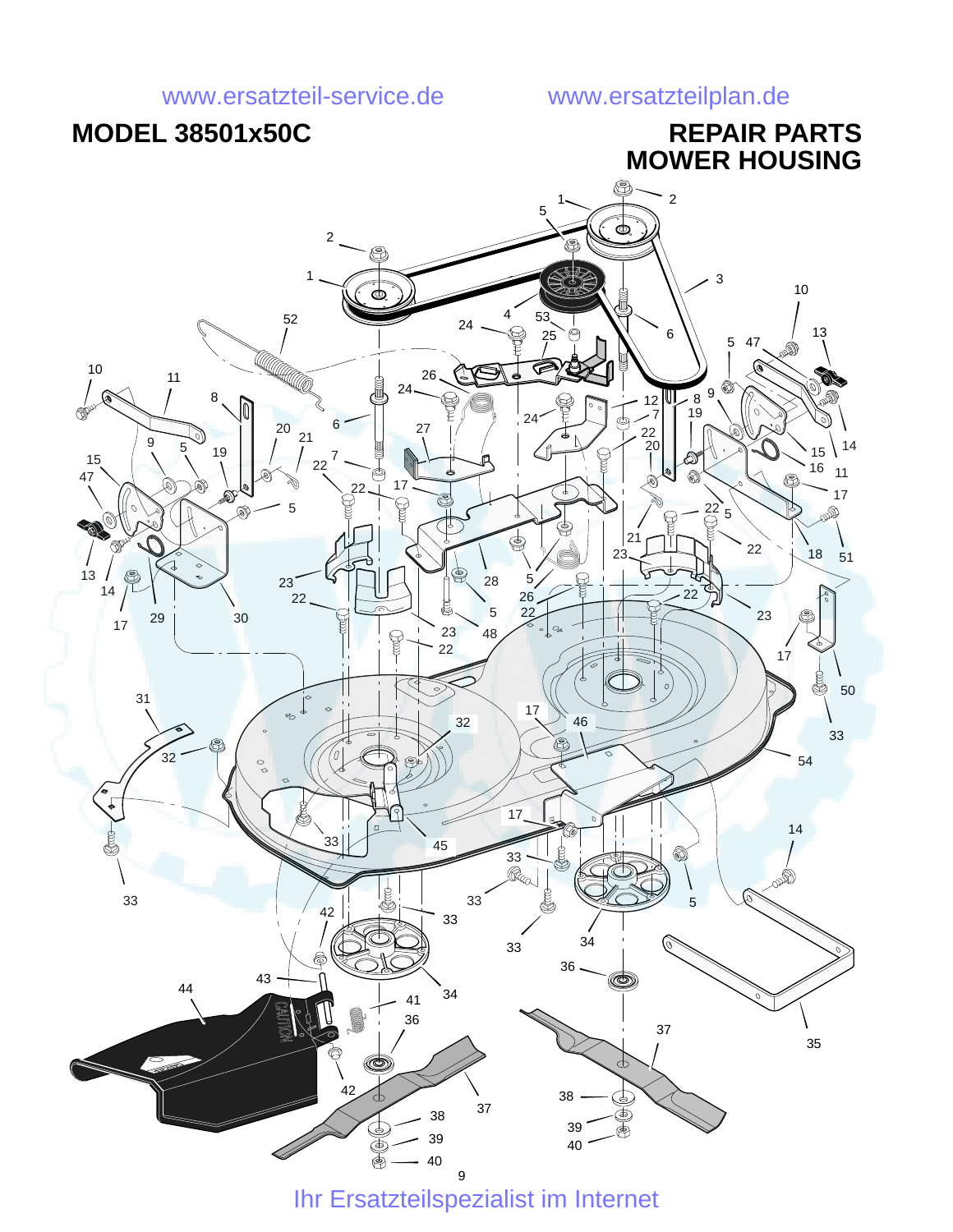www.ersatzteil-service.de www.ersatzteilplan.de

**MODEL 38501x50C**

# REPAIR PARTS
# MOWER HOUSING

Ihr Ersatzteilspezialist im Internet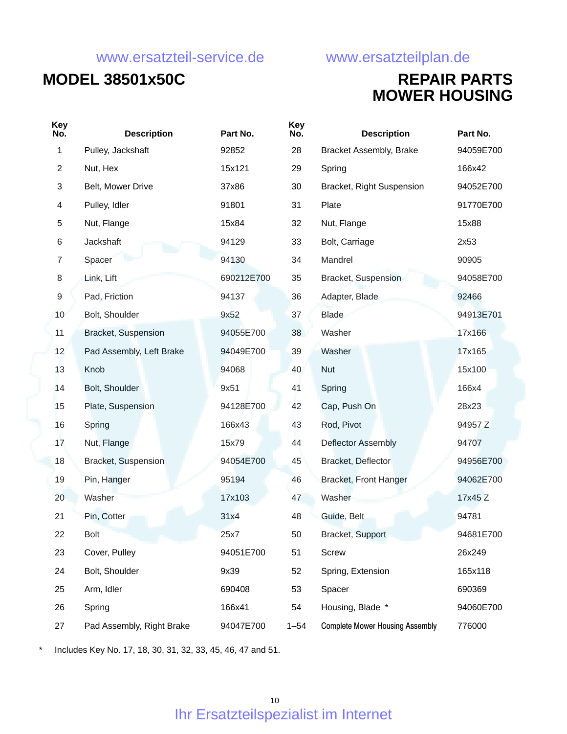# MODEL 38501x50C

# REPAIR PARTS
# MOWER HOUSING

| Key No. | Description | Part No. | Key No. | Description | Part No. |
|---|---|---|---|---|---|
| 1 | Pulley, Jackshaft | 92852 | 28 | Bracket Assembly, Brake | 94059E700 |
| 2 | Nut, Hex | 15x121 | 29 | Spring | 166x42 |
| 3 | Belt, Mower Drive | 37x86 | 30 | Bracket, Right Suspension | 94052E700 |
| 4 | Pulley, Idler | 91801 | 31 | Plate | 91770E700 |
| 5 | Nut, Flange | 15x84 | 32 | Nut, Flange | 15x88 |
| 6 | Jackshaft | 94129 | 33 | Bolt, Carriage | 2x53 |
| 7 | Spacer | 94130 | 34 | Mandrel | 90905 |
| 8 | Link, Lift | 690212E700 | 35 | Bracket, Suspension | 94058E700 |
| 9 | Pad, Friction | 94137 | 36 | Adapter, Blade | 92466 |
| 10 | Bolt, Shoulder | 9x52 | 37 | Blade | 94913E701 |
| 11 | Bracket, Suspension | 94055E700 | 38 | Washer | 17x166 |
| 12 | Pad Assembly, Left Brake | 94049E700 | 39 | Washer | 17x165 |
| 13 | Knob | 94068 | 40 | Nut | 15x100 |
| 14 | Bolt, Shoulder | 9x51 | 41 | Spring | 166x4 |
| 15 | Plate, Suspension | 94128E700 | 42 | Cap, Push On | 28x23 |
| 16 | Spring | 166x43 | 43 | Rod, Pivot | 94957 Z |
| 17 | Nut, Flange | 15x79 | 44 | Deflector Assembly | 94707 |
| 18 | Bracket, Suspension | 94054E700 | 45 | Bracket, Deflector | 94956E700 |
| 19 | Pin, Hanger | 95194 | 46 | Bracket, Front Hanger | 94062E700 |
| 20 | Washer | 17x103 | 47 | Washer | 17x45 Z |
| 21 | Pin, Cotter | 31x4 | 48 | Guide, Belt | 94781 |
| 22 | Bolt | 25x7 | 50 | Bracket, Support | 94681E700 |
| 23 | Cover, Pulley | 94051E700 | 51 | Screw | 26x249 |
| 24 | Bolt, Shoulder | 9x39 | 52 | Spring, Extension | 165x118 |
| 25 | Arm, Idler | 690408 | 53 | Spacer | 690369 |
| 26 | Spring | 166x41 | 54 | Housing, Blade * | 94060E700 |
| 27 | Pad Assembly, Right Brake | 94047E700 | 1–54 | Complete Mower Housing Assembly | 776000 |

\* Includes Key No. 17, 18, 30, 31, 32, 33, 45, 46, 47 and 51.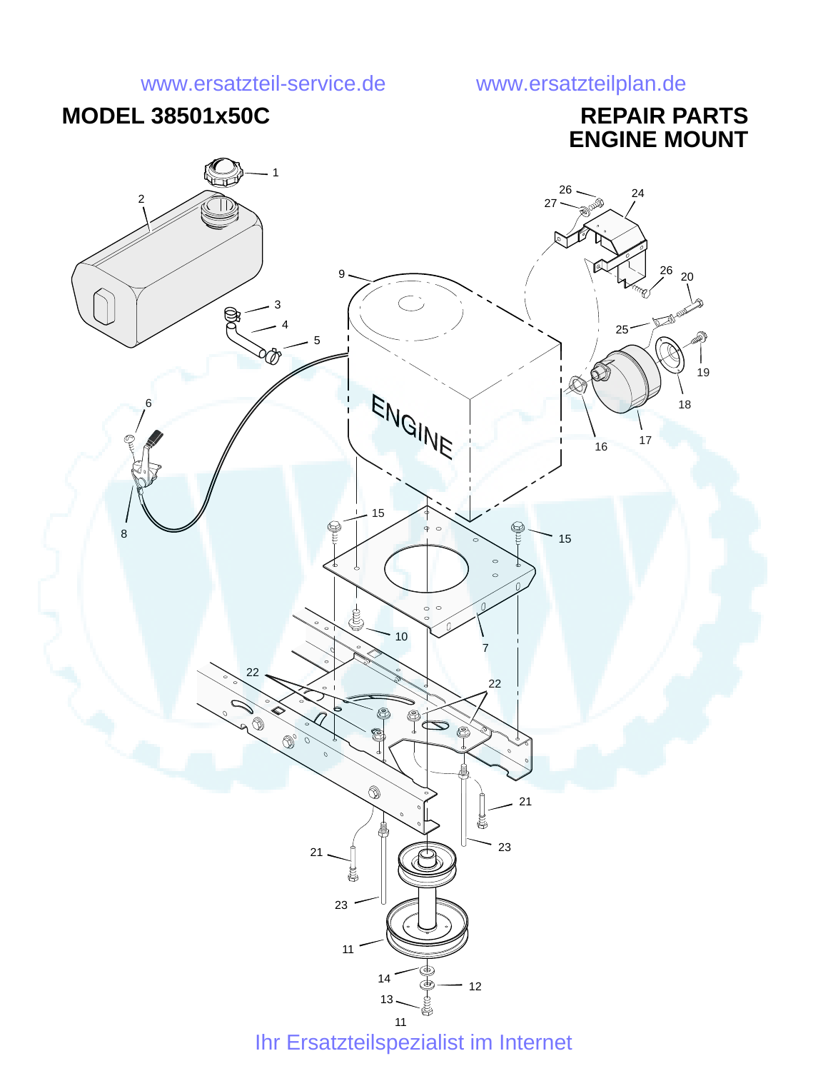www.ersatzteil-service.de www.ersatzteilplan.de

**MODEL 38501x50C**

**REPAIR PARTS**
**ENGINE MOUNT**

1
2
3
4
5
6
8
9
10
7
11
12
13
14
15
16
17
18
19
20
21
22
23
24
25
26
27

ENGINE

Ihr Ersatzteilspezialist im Internet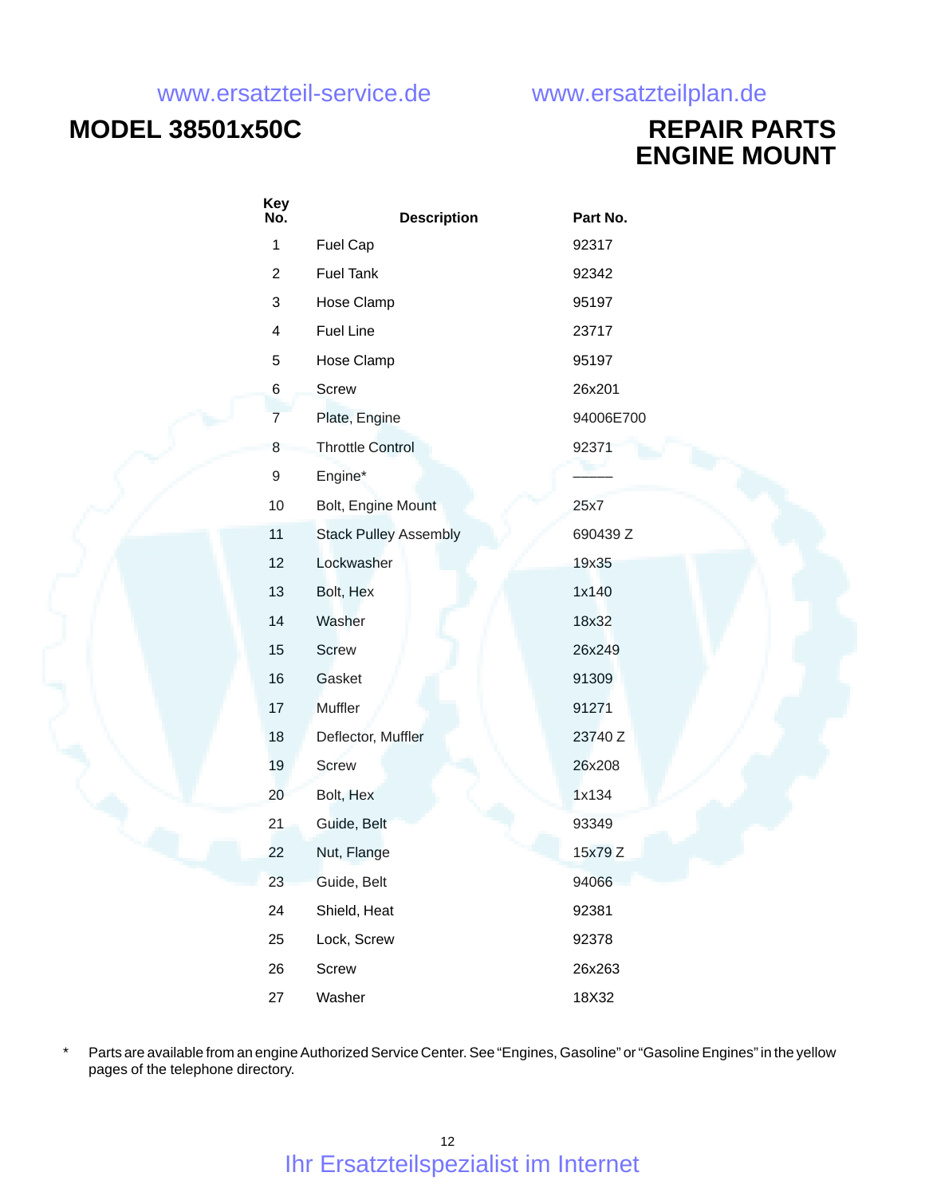# MODEL 38501x50C

# REPAIR PARTS
# ENGINE MOUNT

| Key No. | Description | Part No. |
|---|---|---|
| 1 | Fuel Cap | 92317 |
| 2 | Fuel Tank | 92342 |
| 3 | Hose Clamp | 95197 |
| 4 | Fuel Line | 23717 |
| 5 | Hose Clamp | 95197 |
| 6 | Screw | 26x201 |
| 7 | Plate, Engine | 94006E700 |
| 8 | Throttle Control | 92371 |
| 9 | Engine* | ——— |
| 10 | Bolt, Engine Mount | 25x7 |
| 11 | Stack Pulley Assembly | 690439 Z |
| 12 | Lockwasher | 19x35 |
| 13 | Bolt, Hex | 1x140 |
| 14 | Washer | 18x32 |
| 15 | Screw | 26x249 |
| 16 | Gasket | 91309 |
| 17 | Muffler | 91271 |
| 18 | Deflector, Muffler | 23740 Z |
| 19 | Screw | 26x208 |
| 20 | Bolt, Hex | 1x134 |
| 21 | Guide, Belt | 93349 |
| 22 | Nut, Flange | 15x79 Z |
| 23 | Guide, Belt | 94066 |
| 24 | Shield, Heat | 92381 |
| 25 | Lock, Screw | 92378 |
| 26 | Screw | 26x263 |
| 27 | Washer | 18X32 |

\* Parts are available from an engine Authorized Service Center. See "Engines, Gasoline" or "Gasoline Engines" in the yellow pages of the telephone directory.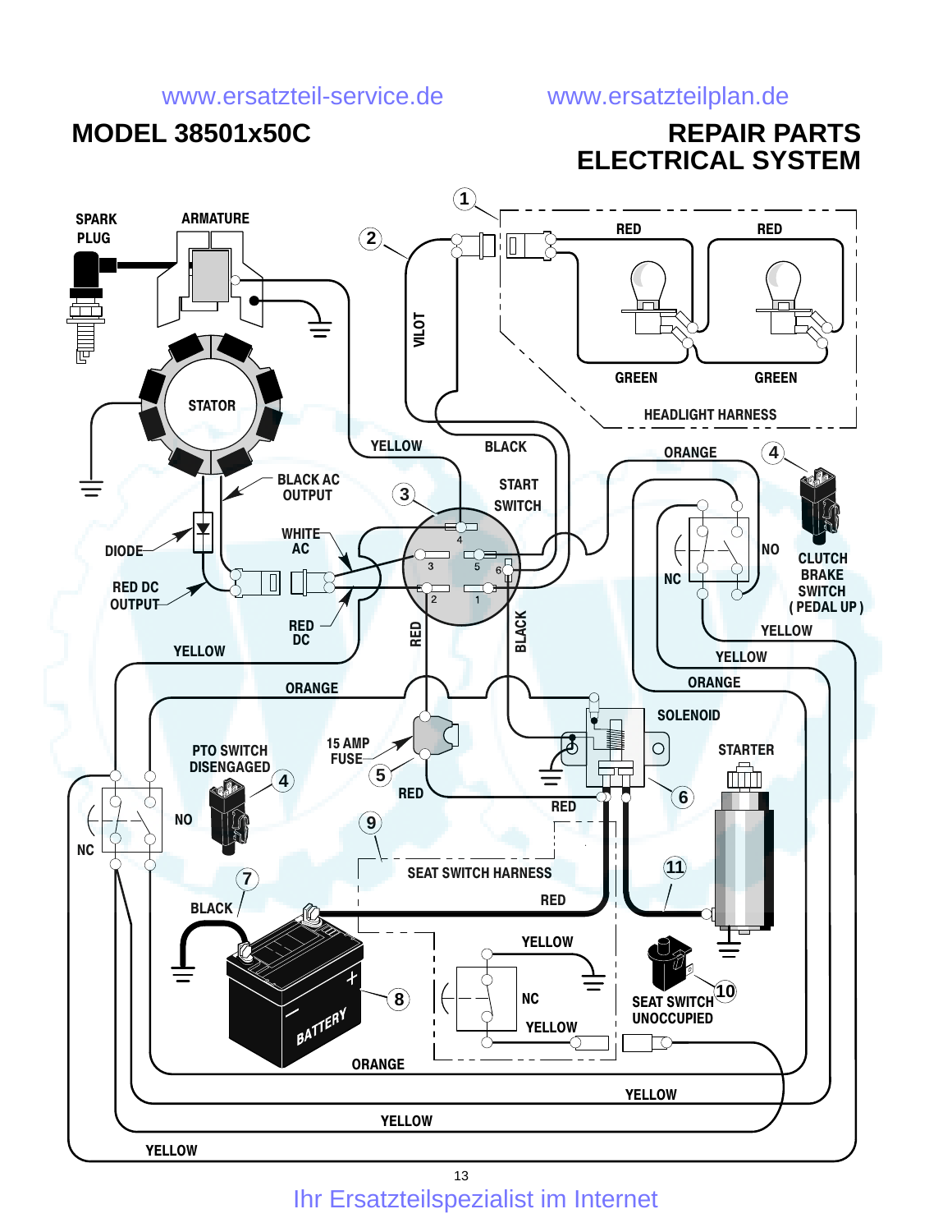www.ersatzteil-service.de www.ersatzteilplan.de

**MODEL 38501x50C**

# REPAIR PARTS
# ELECTRICAL SYSTEM

1 2 3 4 5 6 7 8 9 10 11

SPARK PLUG
ARMATURE
STATOR
DIODE
BLACK AC OUTPUT
WHITE AC
RED DC OUTPUT
RED DC
YELLOW
BLACK
PILOT
RED
RED
GREEN
GREEN
HEADLIGHT HARNESS
START SWITCH
ORANGE
CLUTCH BRAKE SWITCH (PEDAL UP)
NO
NC
YELLOW
YELLOW
ORANGE
RED
BLACK
ORANGE
SOLENOID
STARTER
PTO SWITCH DISENGAGED
15 AMP FUSE
RED
RED
NO
NC
SEAT SWITCH HARNESS
RED
BLACK
BATTERY
YELLOW
NC
YELLOW
SEAT SWITCH UNOCCUPIED
ORANGE
YELLOW
YELLOW
YELLOW

Ihr Ersatzteilspezialist im Internet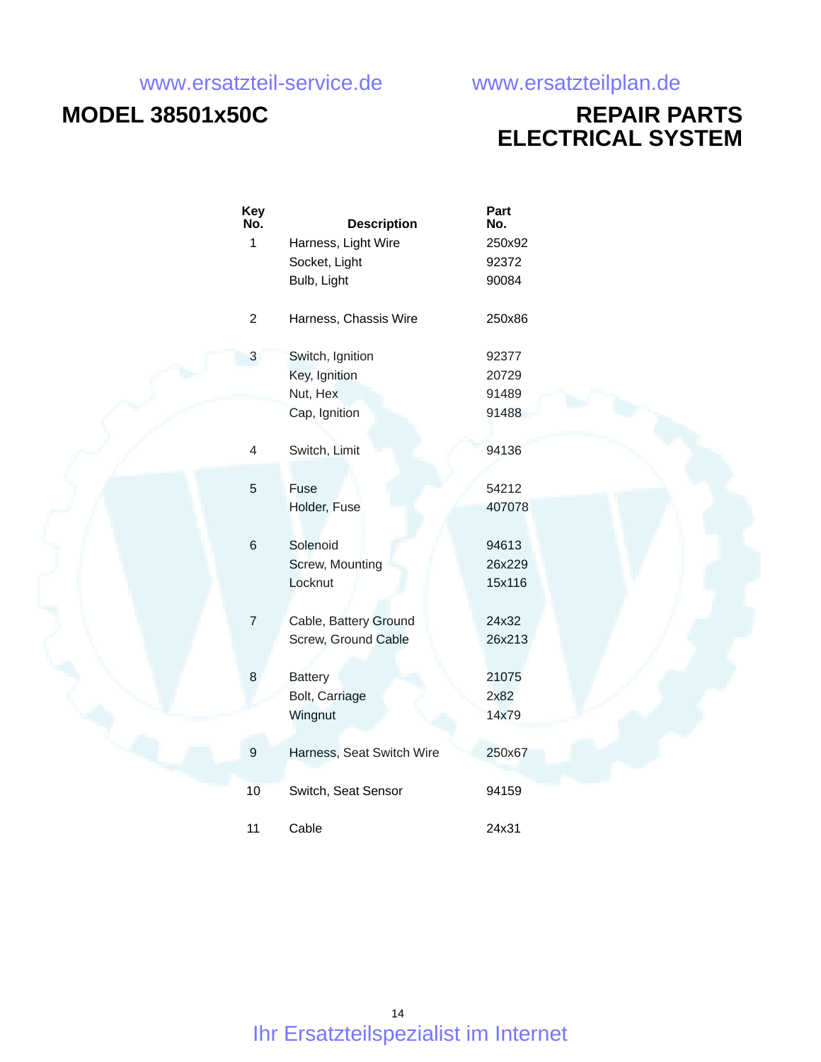www.ersatzteil-service.de www.ersatzteilplan.de

# MODEL 38501x50C

# REPAIR PARTS
# ELECTRICAL SYSTEM

| Key No. | Description | Part No. |
|---|---|---|
| 1 | Harness, Light Wire | 250x92 |
| | Socket, Light | 92372 |
| | Bulb, Light | 90084 |
| 2 | Harness, Chassis Wire | 250x86 |
| 3 | Switch, Ignition | 92377 |
| | Key, Ignition | 20729 |
| | Nut, Hex | 91489 |
| | Cap, Ignition | 91488 |
| 4 | Switch, Limit | 94136 |
| 5 | Fuse | 54212 |
| | Holder, Fuse | 407078 |
| 6 | Solenoid | 94613 |
| | Screw, Mounting | 26x229 |
| | Locknut | 15x116 |
| 7 | Cable, Battery Ground | 24x32 |
| | Screw, Ground Cable | 26x213 |
| 8 | Battery | 21075 |
| | Bolt, Carriage | 2x82 |
| | Wingnut | 14x79 |
| 9 | Harness, Seat Switch Wire | 250x67 |
| 10 | Switch, Seat Sensor | 94159 |
| 11 | Cable | 24x31 |

Ihr Ersatzteilspezialist im Internet